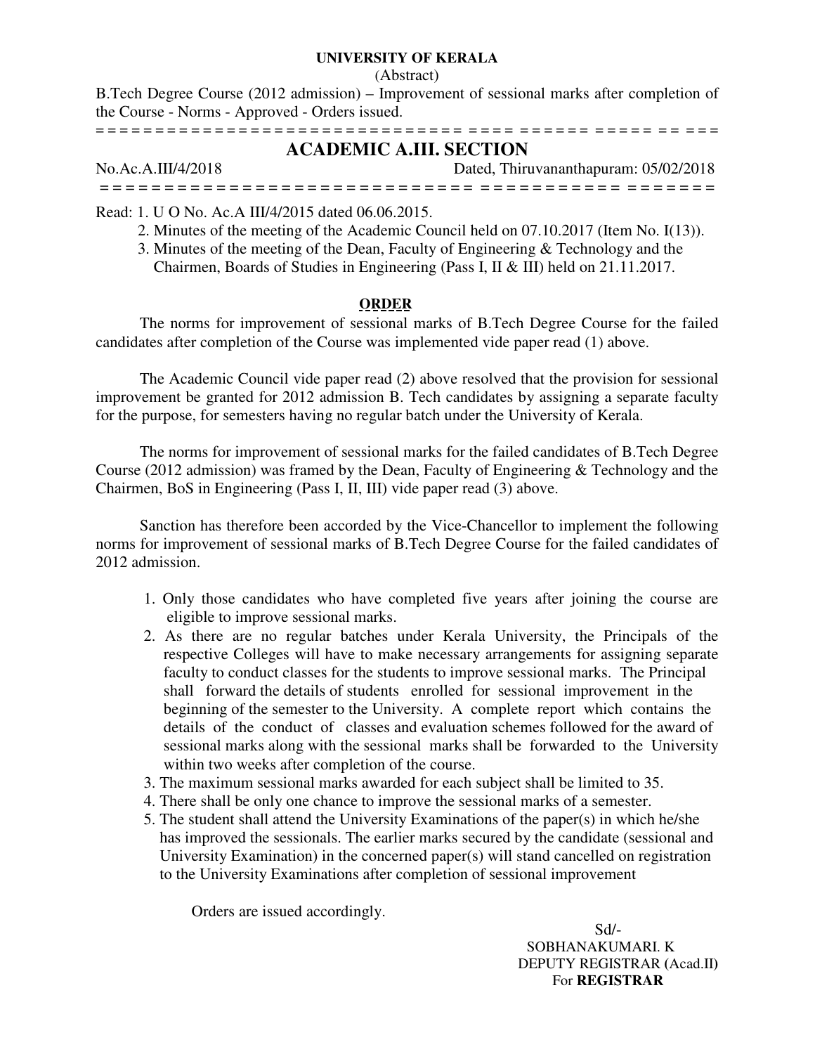**UNIVERSITY OF KERALA**

(Abstract)

B.Tech Degree Course (2012 admission) – Improvement of sessional marks after completion of the Course - Norms - Approved - Orders issued.

= = = = = = = = = = = = = = = = = = = = = = = = = = = = = = = = = = = = = = = = = = = = = = = = = = = = = = = = = =

## ACADEMIC A.III. SECTION

No.Ac.A.III/4/2018 Dated, Thiruvananthapuram: 05/02/2018

= = = = = = = = = = = = = = = = = = = = = = = = = = = = = = = = = = = = = = = = = = = = = = = = = = = = = = = = =

Read: 1. U O No. Ac.A III/4/2015 dated 06.06.2015.

2. Minutes of the meeting of the Academic Council held on 07.10.2017 (Item No. I(13)).

3. Minutes of the meeting of the Dean, Faculty of Engineering & Technology and the Chairmen, Boards of Studies in Engineering (Pass I, II & III) held on 21.11.2017.

**ORDER**

The norms for improvement of sessional marks of B.Tech Degree Course for the failed candidates after completion of the Course was implemented vide paper read (1) above.

The Academic Council vide paper read (2) above resolved that the provision for sessional improvement be granted for 2012 admission B. Tech candidates by assigning a separate faculty for the purpose, for semesters having no regular batch under the University of Kerala.

The norms for improvement of sessional marks for the failed candidates of B.Tech Degree Course (2012 admission) was framed by the Dean, Faculty of Engineering & Technology and the Chairmen, BoS in Engineering (Pass I, II, III) vide paper read (3) above.

Sanction has therefore been accorded by the Vice-Chancellor to implement the following norms for improvement of sessional marks of B.Tech Degree Course for the failed candidates of 2012 admission.

1. Only those candidates who have completed five years after joining the course are eligible to improve sessional marks.
2. As there are no regular batches under Kerala University, the Principals of the respective Colleges will have to make necessary arrangements for assigning separate faculty to conduct classes for the students to improve sessional marks. The Principal shall forward the details of students enrolled for sessional improvement in the beginning of the semester to the University. A complete report which contains the details of the conduct of classes and evaluation schemes followed for the award of sessional marks along with the sessional marks shall be forwarded to the University within two weeks after completion of the course.
3. The maximum sessional marks awarded for each subject shall be limited to 35.
4. There shall be only one chance to improve the sessional marks of a semester.
5. The student shall attend the University Examinations of the paper(s) in which he/she has improved the sessionals. The earlier marks secured by the candidate (sessional and University Examination) in the concerned paper(s) will stand cancelled on registration to the University Examinations after completion of sessional improvement

Orders are issued accordingly.

Sd/-

SOBHANAKUMARI. K

DEPUTY REGISTRAR (Acad.II)

For **REGISTRAR**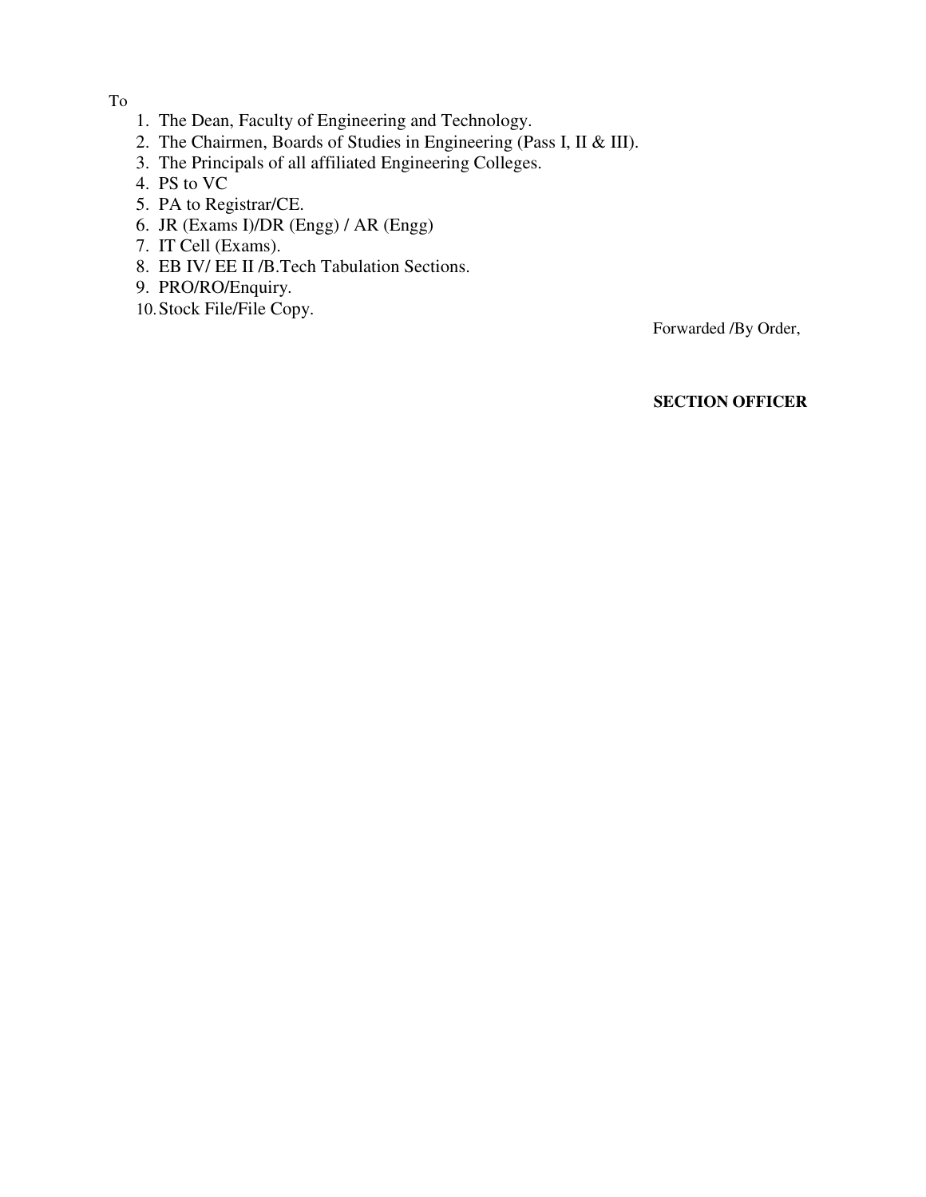To

1. The Dean, Faculty of Engineering and Technology.
2. The Chairmen, Boards of Studies in Engineering (Pass I, II & III).
3. The Principals of all affiliated Engineering Colleges.
4. PS to VC
5. PA to Registrar/CE.
6. JR (Exams I)/DR (Engg) / AR (Engg)
7. IT Cell (Exams).
8. EB IV/ EE II /B.Tech Tabulation Sections.
9. PRO/RO/Enquiry.
10. Stock File/File Copy.

Forwarded /By Order,

**SECTION OFFICER**